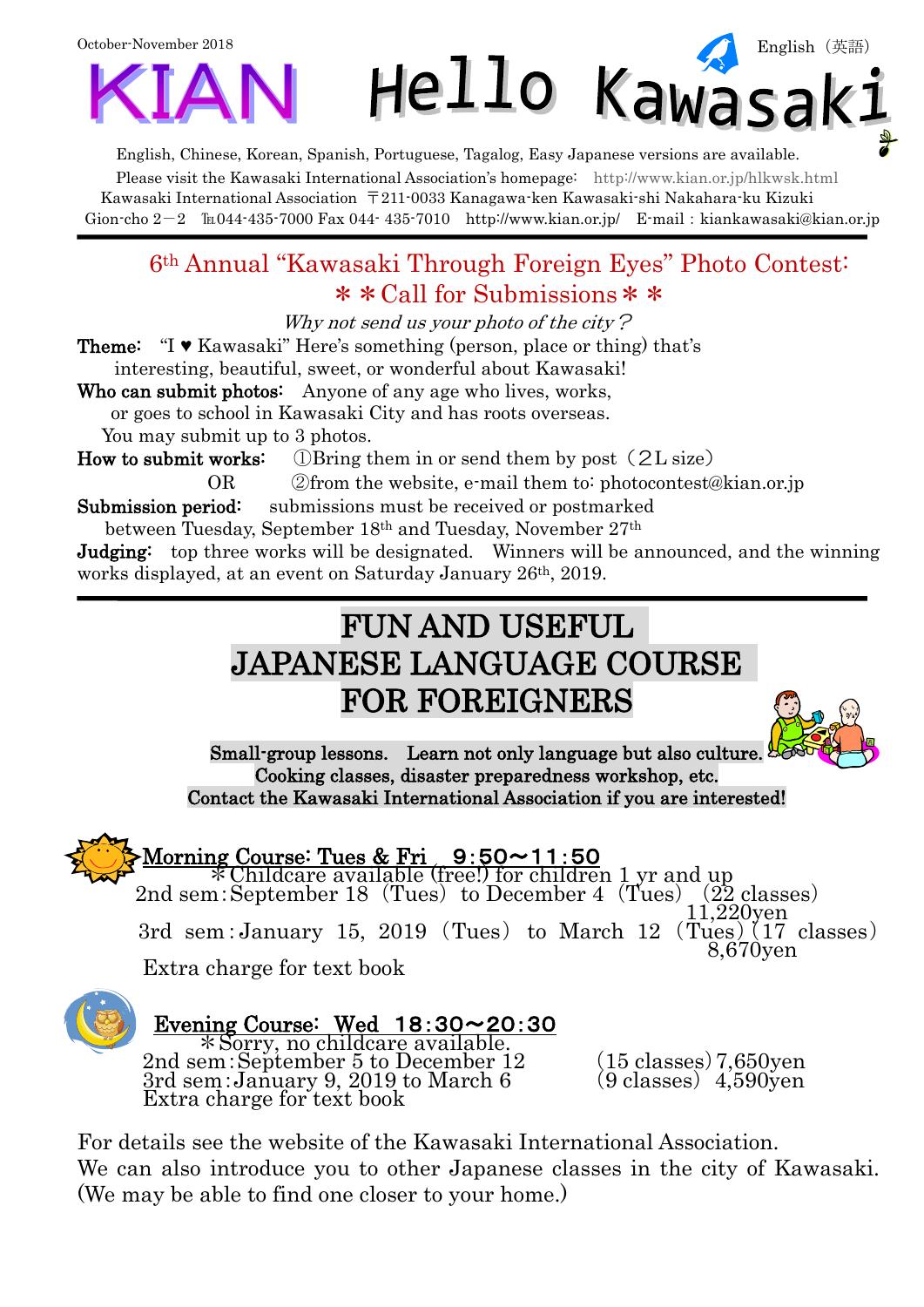October-November 2018

English（英語）

# KIAN Hello Kawasaki

English, Chinese, Korean, Spanish, Portuguese, Tagalog, Easy Japanese versions are available.
Please visit the Kawasaki International Association's homepage: http://www.kian.or.jp/hlkwsk.html
Kawasaki International Association 〒211-0033 Kanagawa-ken Kawasaki-shi Nakahara-ku Kizuki Gion-cho 2－2 ℡044-435-7000 Fax 044- 435-7010 http://www.kian.or.jp/ E-mail：kiankawasaki@kian.or.jp

## 6th Annual "Kawasaki Through Foreign Eyes" Photo Contest: ＊＊Call for Submissions＊＊

*Why not send us your photo of the city？*

**Theme:** "I ♥ Kawasaki" Here's something (person, place or thing) that's interesting, beautiful, sweet, or wonderful about Kawasaki!

**Who can submit photos:** Anyone of any age who lives, works, or goes to school in Kawasaki City and has roots overseas. You may submit up to 3 photos.

**How to submit works:** ①Bring them in or send them by post（２L size）
OR ②from the website, e-mail them to: photocontest@kian.or.jp

**Submission period:** submissions must be received or postmarked between Tuesday, September 18th and Tuesday, November 27th

**Judging:** top three works will be designated. Winners will be announced, and the winning works displayed, at an event on Saturday January 26th, 2019.

## FUN AND USEFUL JAPANESE LANGUAGE COURSE FOR FOREIGNERS

**Small-group lessons. Learn not only language but also culture.**
**Cooking classes, disaster preparedness workshop, etc.**
**Contact the Kawasaki International Association if you are interested!**

### Morning Course: Tues & Fri 9:50～11:50

＊Childcare available (free!) for children 1 yr and up

2nd sem：September 18（Tues） to December 4（Tues） (22 classes) 11,220yen

3rd sem：January 15, 2019（Tues） to March 12（Tues）(17 classes) 8,670yen

Extra charge for text book

### Evening Course: Wed 18:30～20:30

＊Sorry, no childcare available.

2nd sem：September 5 to December 12 (15 classes) 7,650yen

3rd sem：January 9, 2019 to March 6 (9 classes) 4,590yen

Extra charge for text book

For details see the website of the Kawasaki International Association.
We can also introduce you to other Japanese classes in the city of Kawasaki. (We may be able to find one closer to your home.)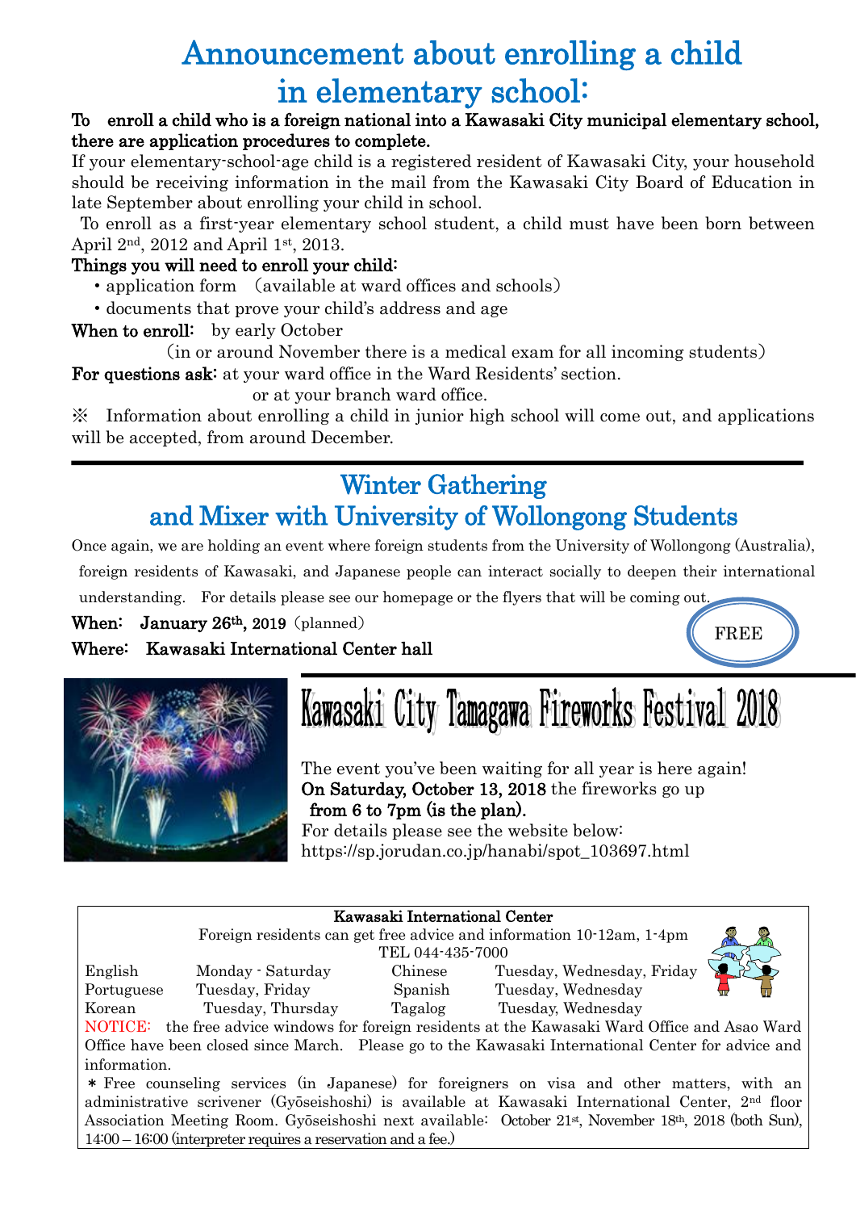# Announcement about enrolling a child in elementary school:

**To enroll a child who is a foreign national into a Kawasaki City municipal elementary school, there are application procedures to complete.**

If your elementary-school-age child is a registered resident of Kawasaki City, your household should be receiving information in the mail from the Kawasaki City Board of Education in late September about enrolling your child in school.

To enroll as a first-year elementary school student, a child must have been born between April 2nd, 2012 and April 1st, 2013.

**Things you will need to enroll your child:**

- application form (available at ward offices and schools)
- documents that prove your child's address and age

**When to enroll:** by early October

(in or around November there is a medical exam for all incoming students)

**For questions ask:** at your ward office in the Ward Residents' section.

or at your branch ward office.

※ Information about enrolling a child in junior high school will come out, and applications will be accepted, from around December.

---

## Winter Gathering and Mixer with University of Wollongong Students

Once again, we are holding an event where foreign students from the University of Wollongong (Australia), foreign residents of Kawasaki, and Japanese people can interact socially to deepen their international understanding. For details please see our homepage or the flyers that will be coming out.

**When: January 26th, 2019** (planned)

**Where: Kawasaki International Center hall**

FREE

---

## Kawasaki City Tamagawa Fireworks Festival 2018

The event you've been waiting for all year is here again!

**On Saturday, October 13, 2018** the fireworks go up **from 6 to 7pm (is the plan).**

For details please see the website below:

https://sp.jorudan.co.jp/hanabi/spot_103697.html

---

**Kawasaki International Center**

Foreign residents can get free advice and information 10-12am, 1-4pm

TEL 044-435-7000

| | | | |
|---|---|---|---|
| English | Monday - Saturday | Chinese | Tuesday, Wednesday, Friday |
| Portuguese | Tuesday, Friday | Spanish | Tuesday, Wednesday |
| Korean | Tuesday, Thursday | Tagalog | Tuesday, Wednesday |

NOTICE: the free advice windows for foreign residents at the Kawasaki Ward Office and Asao Ward Office have been closed since March. Please go to the Kawasaki International Center for advice and information.

\* Free counseling services (in Japanese) for foreigners on visa and other matters, with an administrative scrivener (Gyōseishoshi) is available at Kawasaki International Center, 2nd floor Association Meeting Room. Gyōseishoshi next available: October 21st, November 18th, 2018 (both Sun), 14:00 – 16:00 (interpreter requires a reservation and a fee.)